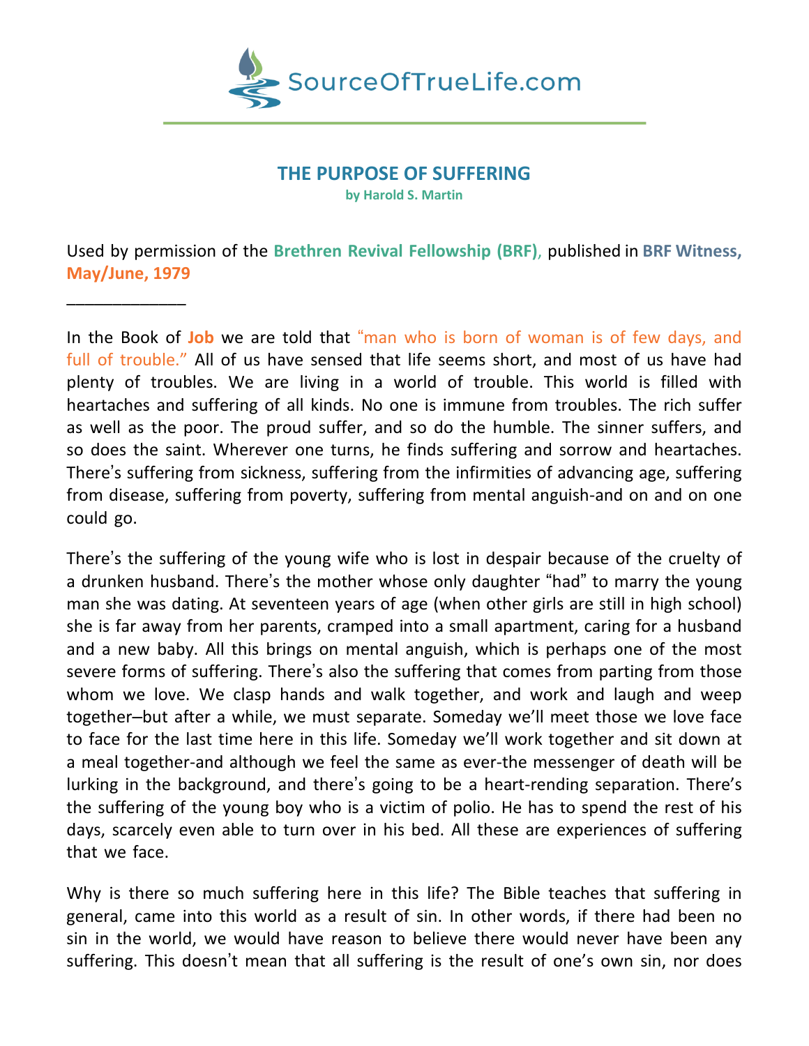# THE PURPOSE OF SUFFERING

**by Harold S. Martin**

Used by permission of the **Brethren Revival Fellowship (BRF)**, published in **BRF Witness, May/June, 1979**

_____________

In the Book of **Job** we are told that "man who is born of woman is of few days, and full of trouble." All of us have sensed that life seems short, and most of us have had plenty of troubles. We are living in a world of trouble. This world is filled with heartaches and suffering of all kinds. No one is immune from troubles. The rich suffer as well as the poor. The proud suffer, and so do the humble. The sinner suffers, and so does the saint. Wherever one turns, he finds suffering and sorrow and heartaches. There's suffering from sickness, suffering from the infirmities of advancing age, suffering from disease, suffering from poverty, suffering from mental anguish-and on and on one could go.

There's the suffering of the young wife who is lost in despair because of the cruelty of a drunken husband. There's the mother whose only daughter "had" to marry the young man she was dating. At seventeen years of age (when other girls are still in high school) she is far away from her parents, cramped into a small apartment, caring for a husband and a new baby. All this brings on mental anguish, which is perhaps one of the most severe forms of suffering. There's also the suffering that comes from parting from those whom we love. We clasp hands and walk together, and work and laugh and weep together–but after a while, we must separate. Someday we'll meet those we love face to face for the last time here in this life. Someday we'll work together and sit down at a meal together-and although we feel the same as ever-the messenger of death will be lurking in the background, and there's going to be a heart-rending separation. There's the suffering of the young boy who is a victim of polio. He has to spend the rest of his days, scarcely even able to turn over in his bed. All these are experiences of suffering that we face.

Why is there so much suffering here in this life? The Bible teaches that suffering in general, came into this world as a result of sin. In other words, if there had been no sin in the world, we would have reason to believe there would never have been any suffering. This doesn't mean that all suffering is the result of one's own sin, nor does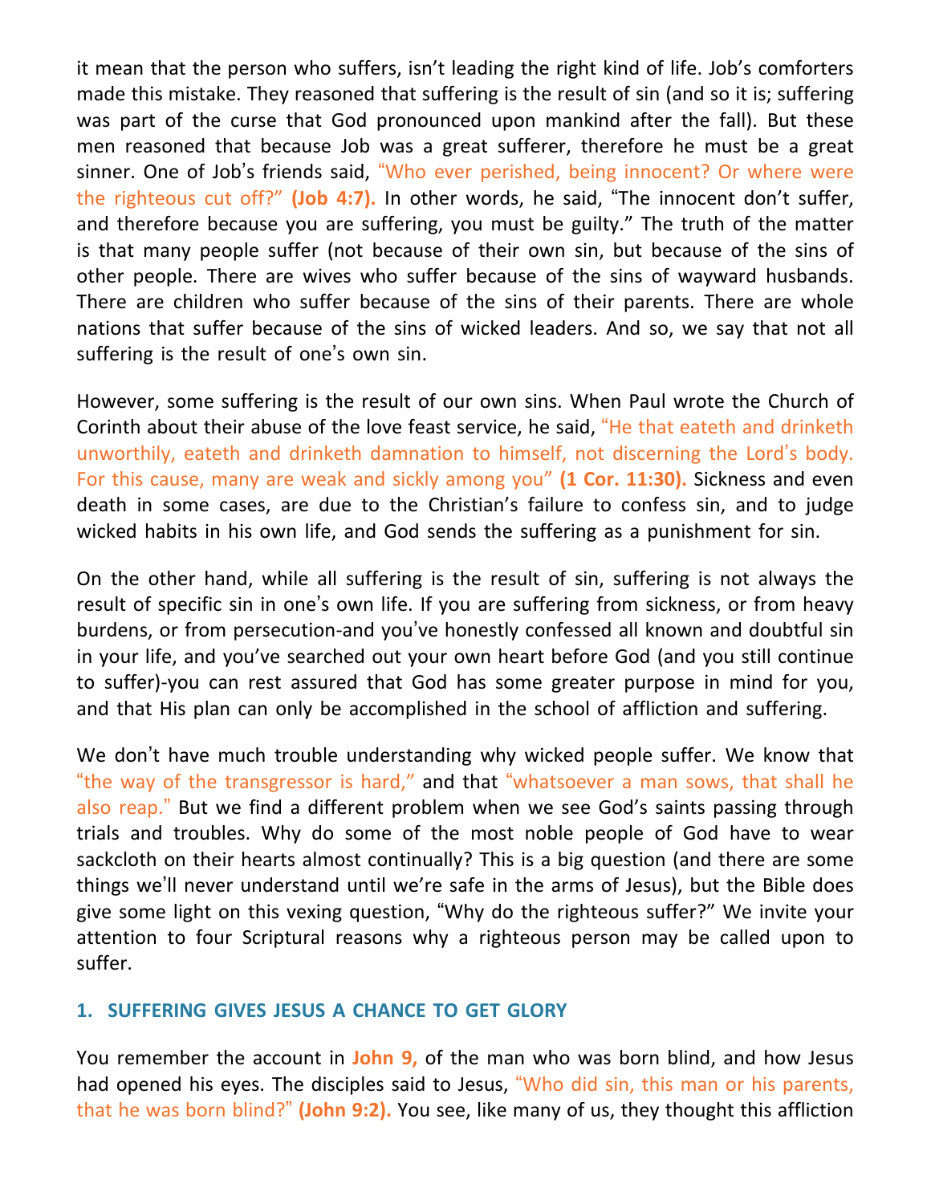it mean that the person who suffers, isn't leading the right kind of life. Job's comforters made this mistake. They reasoned that suffering is the result of sin (and so it is; suffering was part of the curse that God pronounced upon mankind after the fall). But these men reasoned that because Job was a great sufferer, therefore he must be a great sinner. One of Job's friends said, "Who ever perished, being innocent? Or where were the righteous cut off?" **(Job 4:7).** In other words, he said, "The innocent don't suffer, and therefore because you are suffering, you must be guilty." The truth of the matter is that many people suffer (not because of their own sin, but because of the sins of other people. There are wives who suffer because of the sins of wayward husbands. There are children who suffer because of the sins of their parents. There are whole nations that suffer because of the sins of wicked leaders. And so, we say that not all suffering is the result of one's own sin.

However, some suffering is the result of our own sins. When Paul wrote the Church of Corinth about their abuse of the love feast service, he said, "He that eateth and drinketh unworthily, eateth and drinketh damnation to himself, not discerning the Lord's body. For this cause, many are weak and sickly among you" **(1 Cor. 11:30).** Sickness and even death in some cases, are due to the Christian's failure to confess sin, and to judge wicked habits in his own life, and God sends the suffering as a punishment for sin.

On the other hand, while all suffering is the result of sin, suffering is not always the result of specific sin in one's own life. If you are suffering from sickness, or from heavy burdens, or from persecution-and you've honestly confessed all known and doubtful sin in your life, and you've searched out your own heart before God (and you still continue to suffer)-you can rest assured that God has some greater purpose in mind for you, and that His plan can only be accomplished in the school of affliction and suffering.

We don't have much trouble understanding why wicked people suffer. We know that "the way of the transgressor is hard," and that "whatsoever a man sows, that shall he also reap." But we find a different problem when we see God's saints passing through trials and troubles. Why do some of the most noble people of God have to wear sackcloth on their hearts almost continually? This is a big question (and there are some things we'll never understand until we're safe in the arms of Jesus), but the Bible does give some light on this vexing question, "Why do the righteous suffer?" We invite your attention to four Scriptural reasons why a righteous person may be called upon to suffer.

### 1. SUFFERING GIVES JESUS A CHANCE TO GET GLORY

You remember the account in **John 9,** of the man who was born blind, and how Jesus had opened his eyes. The disciples said to Jesus, "Who did sin, this man or his parents, that he was born blind?" **(John 9:2).** You see, like many of us, they thought this affliction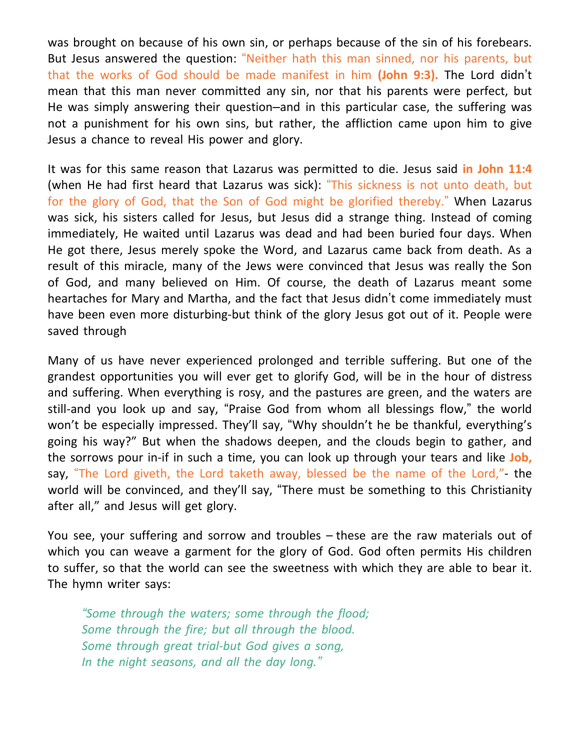was brought on because of his own sin, or perhaps because of the sin of his forebears. But Jesus answered the question: "Neither hath this man sinned, nor his parents, but that the works of God should be made manifest in him **(John 9:3).** The Lord didn't mean that this man never committed any sin, nor that his parents were perfect, but He was simply answering their question–and in this particular case, the suffering was not a punishment for his own sins, but rather, the affliction came upon him to give Jesus a chance to reveal His power and glory.

It was for this same reason that Lazarus was permitted to die. Jesus said **in John 11:4** (when He had first heard that Lazarus was sick): "This sickness is not unto death, but for the glory of God, that the Son of God might be glorified thereby." When Lazarus was sick, his sisters called for Jesus, but Jesus did a strange thing. Instead of coming immediately, He waited until Lazarus was dead and had been buried four days. When He got there, Jesus merely spoke the Word, and Lazarus came back from death. As a result of this miracle, many of the Jews were convinced that Jesus was really the Son of God, and many believed on Him. Of course, the death of Lazarus meant some heartaches for Mary and Martha, and the fact that Jesus didn't come immediately must have been even more disturbing-but think of the glory Jesus got out of it. People were saved through

Many of us have never experienced prolonged and terrible suffering. But one of the grandest opportunities you will ever get to glorify God, will be in the hour of distress and suffering. When everything is rosy, and the pastures are green, and the waters are still-and you look up and say, "Praise God from whom all blessings flow," the world won't be especially impressed. They'll say, "Why shouldn't he be thankful, everything's going his way?" But when the shadows deepen, and the clouds begin to gather, and the sorrows pour in-if in such a time, you can look up through your tears and like **Job,** say, "The Lord giveth, the Lord taketh away, blessed be the name of the Lord,"- the world will be convinced, and they'll say, "There must be something to this Christianity after all," and Jesus will get glory.

You see, your suffering and sorrow and troubles – these are the raw materials out of which you can weave a garment for the glory of God. God often permits His children to suffer, so that the world can see the sweetness with which they are able to bear it. The hymn writer says:

> *"Some through the waters; some through the flood;*
> *Some through the fire; but all through the blood.*
> *Some through great trial-but God gives a song,*
> *In the night seasons, and all the day long."*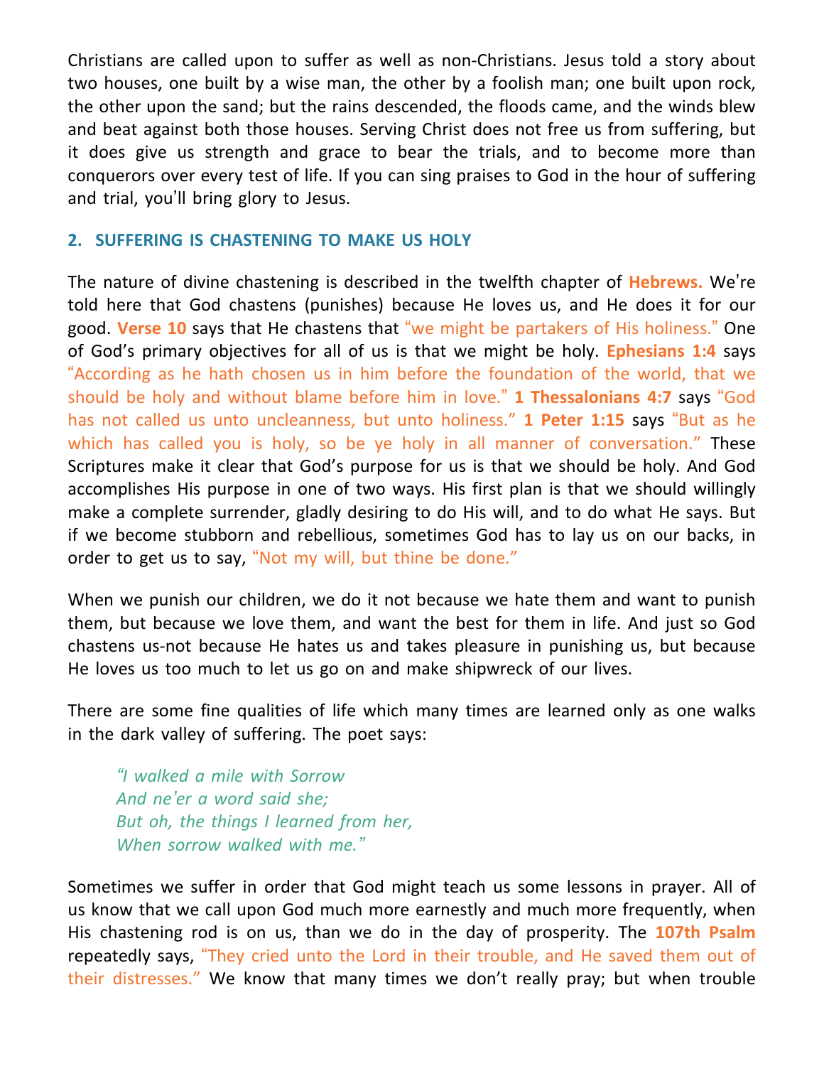Christians are called upon to suffer as well as non-Christians. Jesus told a story about two houses, one built by a wise man, the other by a foolish man; one built upon rock, the other upon the sand; but the rains descended, the floods came, and the winds blew and beat against both those houses. Serving Christ does not free us from suffering, but it does give us strength and grace to bear the trials, and to become more than conquerors over every test of life. If you can sing praises to God in the hour of suffering and trial, you'll bring glory to Jesus.

## 2. SUFFERING IS CHASTENING TO MAKE US HOLY

The nature of divine chastening is described in the twelfth chapter of **Hebrews.** We're told here that God chastens (punishes) because He loves us, and He does it for our good. **Verse 10** says that He chastens that "we might be partakers of His holiness." One of God's primary objectives for all of us is that we might be holy. **Ephesians 1:4** says "According as he hath chosen us in him before the foundation of the world, that we should be holy and without blame before him in love." **1 Thessalonians 4:7** says "God has not called us unto uncleanness, but unto holiness." **1 Peter 1:15** says "But as he which has called you is holy, so be ye holy in all manner of conversation." These Scriptures make it clear that God's purpose for us is that we should be holy. And God accomplishes His purpose in one of two ways. His first plan is that we should willingly make a complete surrender, gladly desiring to do His will, and to do what He says. But if we become stubborn and rebellious, sometimes God has to lay us on our backs, in order to get us to say, "Not my will, but thine be done."

When we punish our children, we do it not because we hate them and want to punish them, but because we love them, and want the best for them in life. And just so God chastens us-not because He hates us and takes pleasure in punishing us, but because He loves us too much to let us go on and make shipwreck of our lives.

There are some fine qualities of life which many times are learned only as one walks in the dark valley of suffering. The poet says:

> *"I walked a mile with Sorrow*
> *And ne'er a word said she;*
> *But oh, the things I learned from her,*
> *When sorrow walked with me."*

Sometimes we suffer in order that God might teach us some lessons in prayer. All of us know that we call upon God much more earnestly and much more frequently, when His chastening rod is on us, than we do in the day of prosperity. The **107th Psalm** repeatedly says, "They cried unto the Lord in their trouble, and He saved them out of their distresses." We know that many times we don't really pray; but when trouble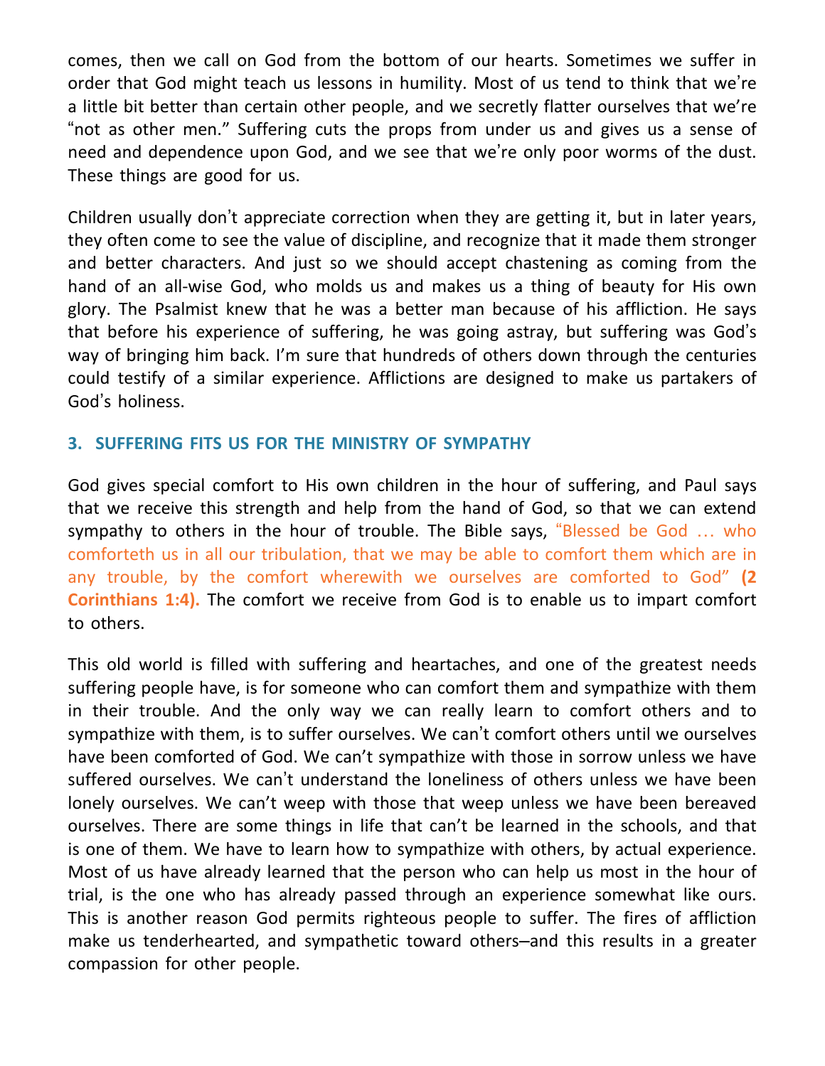comes, then we call on God from the bottom of our hearts. Sometimes we suffer in order that God might teach us lessons in humility. Most of us tend to think that we're a little bit better than certain other people, and we secretly flatter ourselves that we're "not as other men." Suffering cuts the props from under us and gives us a sense of need and dependence upon God, and we see that we're only poor worms of the dust. These things are good for us.

Children usually don't appreciate correction when they are getting it, but in later years, they often come to see the value of discipline, and recognize that it made them stronger and better characters. And just so we should accept chastening as coming from the hand of an all-wise God, who molds us and makes us a thing of beauty for His own glory. The Psalmist knew that he was a better man because of his affliction. He says that before his experience of suffering, he was going astray, but suffering was God's way of bringing him back. I'm sure that hundreds of others down through the centuries could testify of a similar experience. Afflictions are designed to make us partakers of God's holiness.

### 3. SUFFERING FITS US FOR THE MINISTRY OF SYMPATHY

God gives special comfort to His own children in the hour of suffering, and Paul says that we receive this strength and help from the hand of God, so that we can extend sympathy to others in the hour of trouble. The Bible says, "Blessed be God … who comforteth us in all our tribulation, that we may be able to comfort them which are in any trouble, by the comfort wherewith we ourselves are comforted to God" **(2 Corinthians 1:4).** The comfort we receive from God is to enable us to impart comfort to others.

This old world is filled with suffering and heartaches, and one of the greatest needs suffering people have, is for someone who can comfort them and sympathize with them in their trouble. And the only way we can really learn to comfort others and to sympathize with them, is to suffer ourselves. We can't comfort others until we ourselves have been comforted of God. We can't sympathize with those in sorrow unless we have suffered ourselves. We can't understand the loneliness of others unless we have been lonely ourselves. We can't weep with those that weep unless we have been bereaved ourselves. There are some things in life that can't be learned in the schools, and that is one of them. We have to learn how to sympathize with others, by actual experience. Most of us have already learned that the person who can help us most in the hour of trial, is the one who has already passed through an experience somewhat like ours. This is another reason God permits righteous people to suffer. The fires of affliction make us tenderhearted, and sympathetic toward others–and this results in a greater compassion for other people.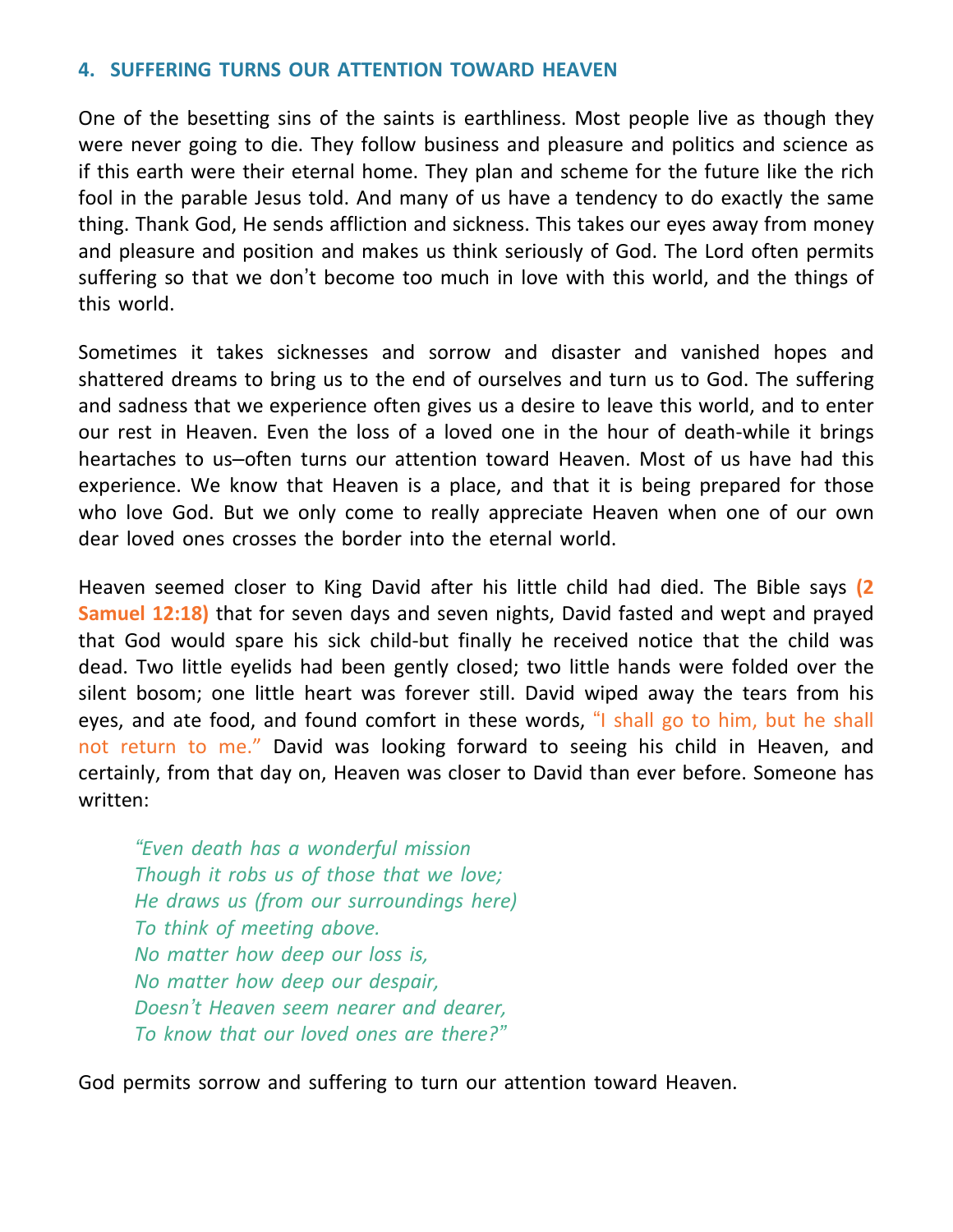### 4. SUFFERING TURNS OUR ATTENTION TOWARD HEAVEN

One of the besetting sins of the saints is earthliness. Most people live as though they were never going to die. They follow business and pleasure and politics and science as if this earth were their eternal home. They plan and scheme for the future like the rich fool in the parable Jesus told. And many of us have a tendency to do exactly the same thing. Thank God, He sends affliction and sickness. This takes our eyes away from money and pleasure and position and makes us think seriously of God. The Lord often permits suffering so that we don't become too much in love with this world, and the things of this world.

Sometimes it takes sicknesses and sorrow and disaster and vanished hopes and shattered dreams to bring us to the end of ourselves and turn us to God. The suffering and sadness that we experience often gives us a desire to leave this world, and to enter our rest in Heaven. Even the loss of a loved one in the hour of death-while it brings heartaches to us–often turns our attention toward Heaven. Most of us have had this experience. We know that Heaven is a place, and that it is being prepared for those who love God. But we only come to really appreciate Heaven when one of our own dear loved ones crosses the border into the eternal world.

Heaven seemed closer to King David after his little child had died. The Bible says **(2 Samuel 12:18)** that for seven days and seven nights, David fasted and wept and prayed that God would spare his sick child-but finally he received notice that the child was dead. Two little eyelids had been gently closed; two little hands were folded over the silent bosom; one little heart was forever still. David wiped away the tears from his eyes, and ate food, and found comfort in these words, "I shall go to him, but he shall not return to me." David was looking forward to seeing his child in Heaven, and certainly, from that day on, Heaven was closer to David than ever before. Someone has written:

> *"Even death has a wonderful mission*
> *Though it robs us of those that we love;*
> *He draws us (from our surroundings here)*
> *To think of meeting above.*
> *No matter how deep our loss is,*
> *No matter how deep our despair,*
> *Doesn't Heaven seem nearer and dearer,*
> *To know that our loved ones are there?"*

God permits sorrow and suffering to turn our attention toward Heaven.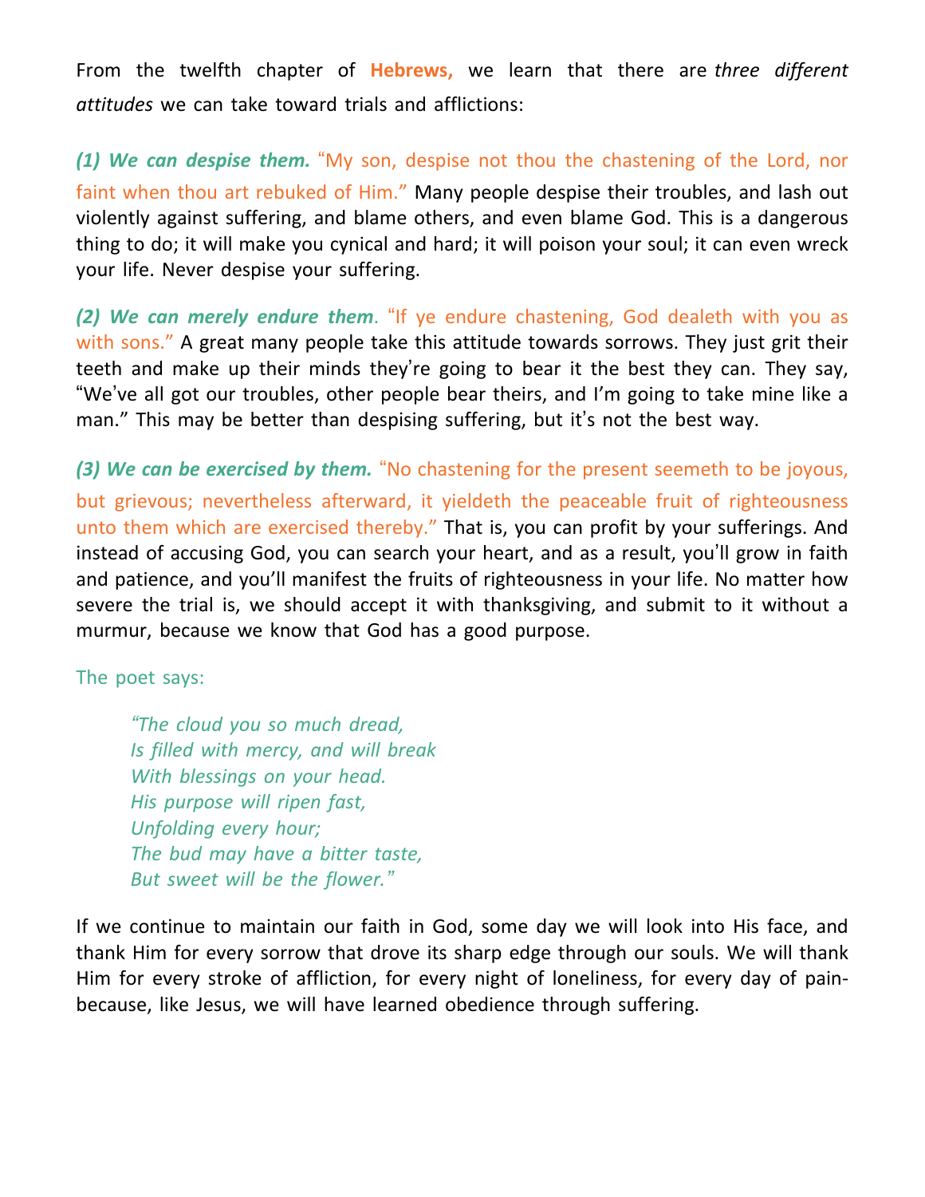From the twelfth chapter of **Hebrews,** we learn that there are *three different attitudes* we can take toward trials and afflictions:

***(1) We can despise them.*** "My son, despise not thou the chastening of the Lord, nor faint when thou art rebuked of Him." Many people despise their troubles, and lash out violently against suffering, and blame others, and even blame God. This is a dangerous thing to do; it will make you cynical and hard; it will poison your soul; it can even wreck your life. Never despise your suffering.

***(2) We can merely endure them***. "If ye endure chastening, God dealeth with you as with sons." A great many people take this attitude towards sorrows. They just grit their teeth and make up their minds they're going to bear it the best they can. They say, "We've all got our troubles, other people bear theirs, and I'm going to take mine like a man." This may be better than despising suffering, but it's not the best way.

***(3) We can be exercised by them.*** "No chastening for the present seemeth to be joyous, but grievous; nevertheless afterward, it yieldeth the peaceable fruit of righteousness unto them which are exercised thereby." That is, you can profit by your sufferings. And instead of accusing God, you can search your heart, and as a result, you'll grow in faith and patience, and you'll manifest the fruits of righteousness in your life. No matter how severe the trial is, we should accept it with thanksgiving, and submit to it without a murmur, because we know that God has a good purpose.

The poet says:

> *"The cloud you so much dread,*
> *Is filled with mercy, and will break*
> *With blessings on your head.*
> *His purpose will ripen fast,*
> *Unfolding every hour;*
> *The bud may have a bitter taste,*
> *But sweet will be the flower."*

If we continue to maintain our faith in God, some day we will look into His face, and thank Him for every sorrow that drove its sharp edge through our souls. We will thank Him for every stroke of affliction, for every night of loneliness, for every day of pain-because, like Jesus, we will have learned obedience through suffering.